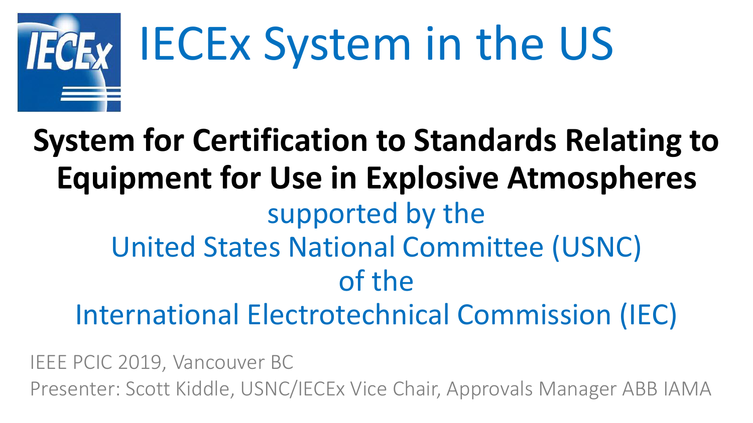# IECEx System in the US

## System for Certification to Standards Relating to Equipment for Use in Explosive Atmospheres

supported by the
United States National Committee (USNC)
of the
International Electrotechnical Commission (IEC)

IEEE PCIC 2019, Vancouver BC

Presenter: Scott Kiddle, USNC/IECEx Vice Chair, Approvals Manager ABB IAMA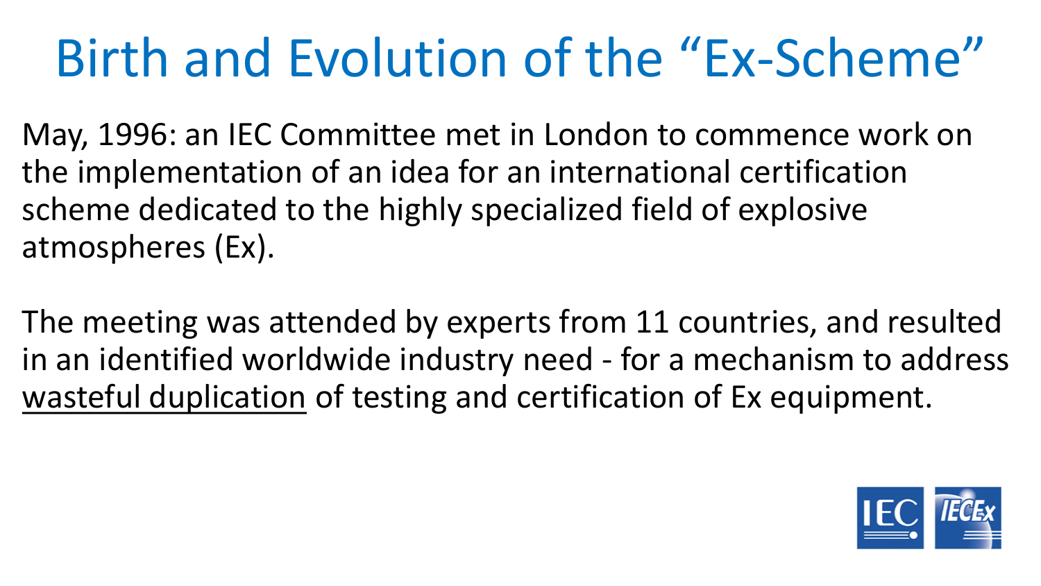# Birth and Evolution of the “Ex-Scheme”

May, 1996: an IEC Committee met in London to commence work on the implementation of an idea for an international certification scheme dedicated to the highly specialized field of explosive atmospheres (Ex).

The meeting was attended by experts from 11 countries, and resulted in an identified worldwide industry need - for a mechanism to address <u>wasteful duplication</u> of testing and certification of Ex equipment.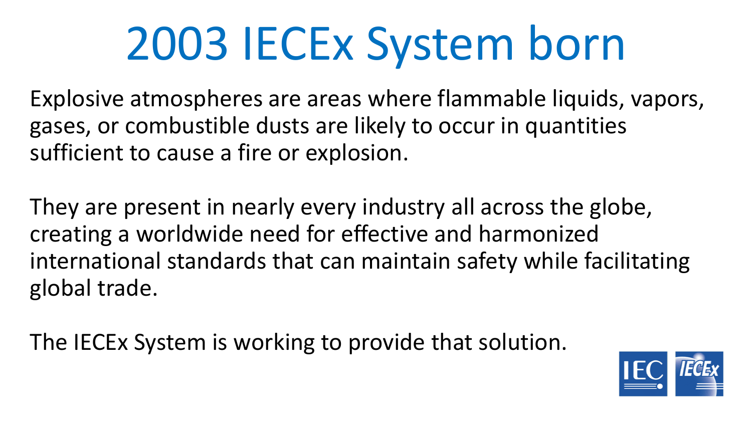# 2003 IECEx System born

Explosive atmospheres are areas where flammable liquids, vapors, gases, or combustible dusts are likely to occur in quantities sufficient to cause a fire or explosion.

They are present in nearly every industry all across the globe, creating a worldwide need for effective and harmonized international standards that can maintain safety while facilitating global trade.

The IECEx System is working to provide that solution.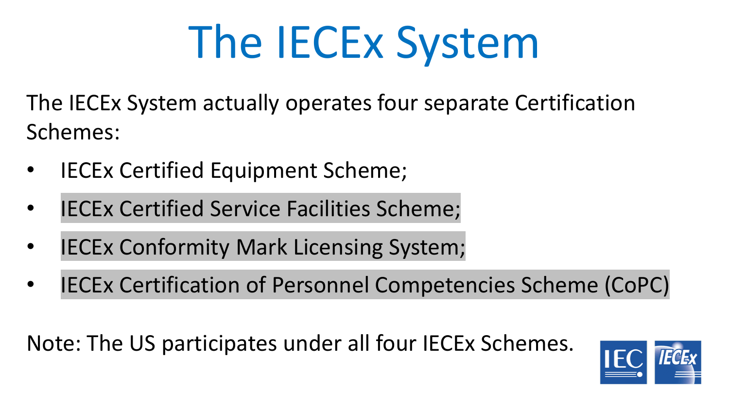# The IECEx System

The IECEx System actually operates four separate Certification Schemes:

- IECEx Certified Equipment Scheme;
- IECEx Certified Service Facilities Scheme;
- IECEx Conformity Mark Licensing System;
- IECEx Certification of Personnel Competencies Scheme (CoPC)

Note: The US participates under all four IECEx Schemes.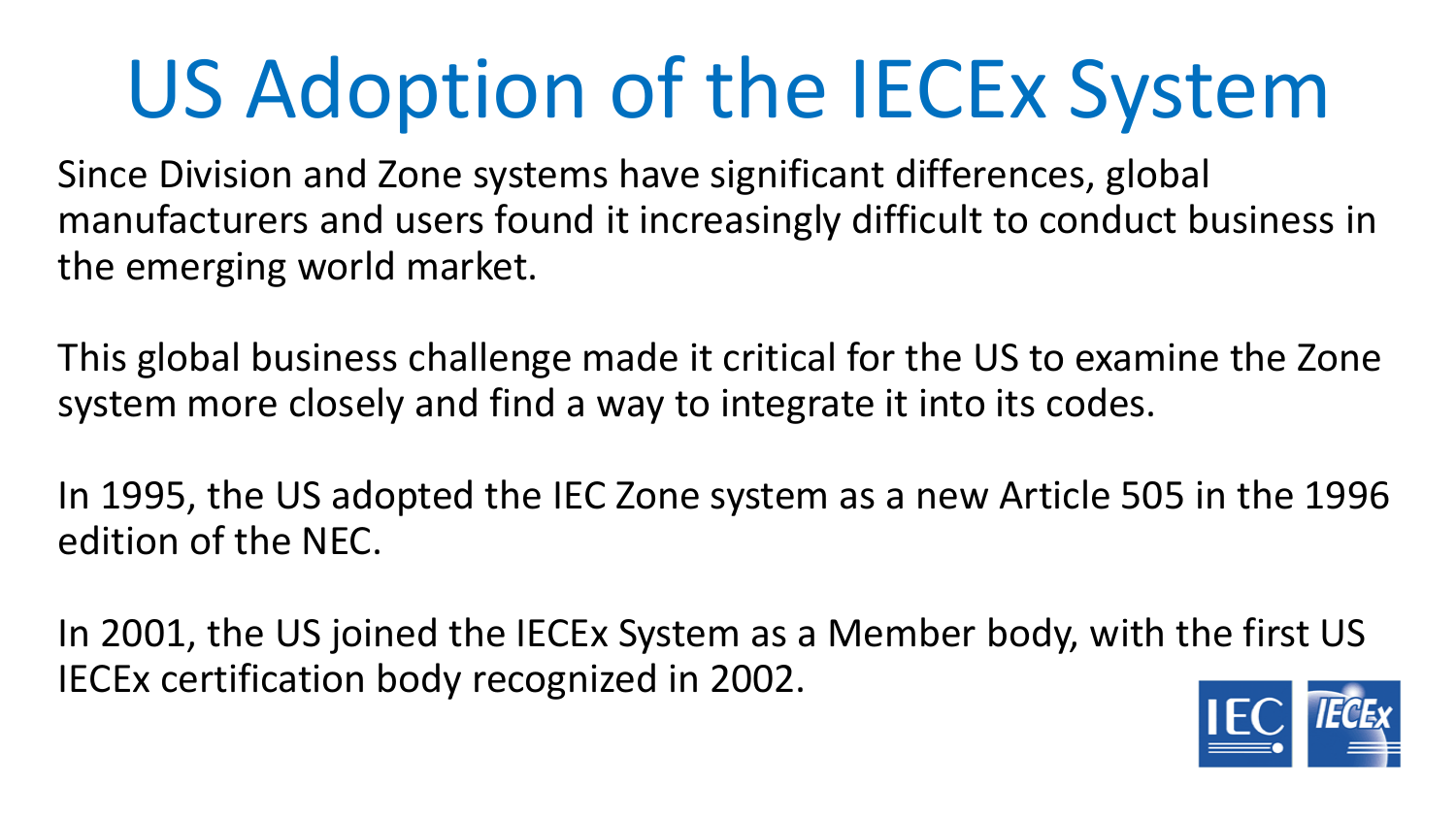# US Adoption of the IECEx System

Since Division and Zone systems have significant differences, global manufacturers and users found it increasingly difficult to conduct business in the emerging world market.

This global business challenge made it critical for the US to examine the Zone system more closely and find a way to integrate it into its codes.

In 1995, the US adopted the IEC Zone system as a new Article 505 in the 1996 edition of the NEC.

In 2001, the US joined the IECEx System as a Member body, with the first US IECEx certification body recognized in 2002.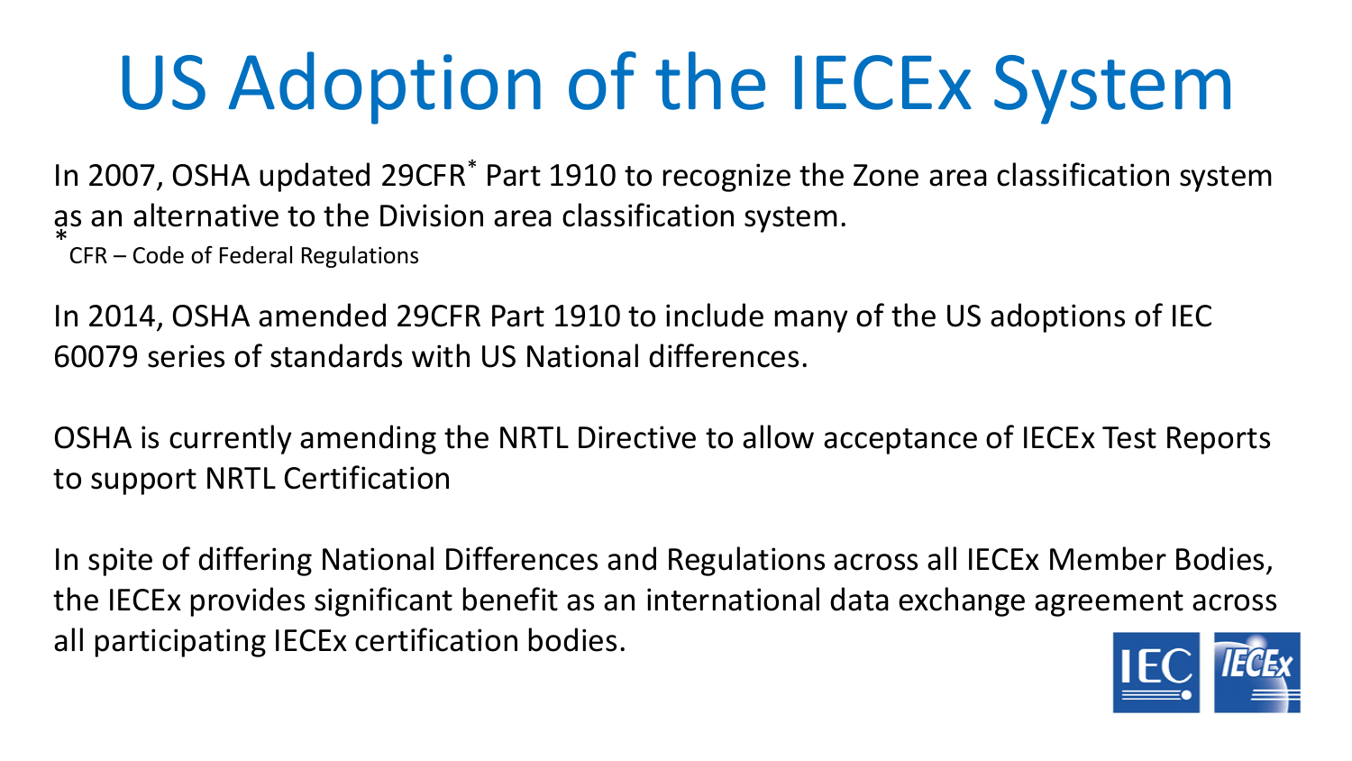# US Adoption of the IECEx System

In 2007, OSHA updated 29CFR* Part 1910 to recognize the Zone area classification system as an alternative to the Division area classification system.

*CFR – Code of Federal Regulations

In 2014, OSHA amended 29CFR Part 1910 to include many of the US adoptions of IEC 60079 series of standards with US National differences.

OSHA is currently amending the NRTL Directive to allow acceptance of IECEx Test Reports to support NRTL Certification

In spite of differing National Differences and Regulations across all IECEx Member Bodies, the IECEx provides significant benefit as an international data exchange agreement across all participating IECEx certification bodies.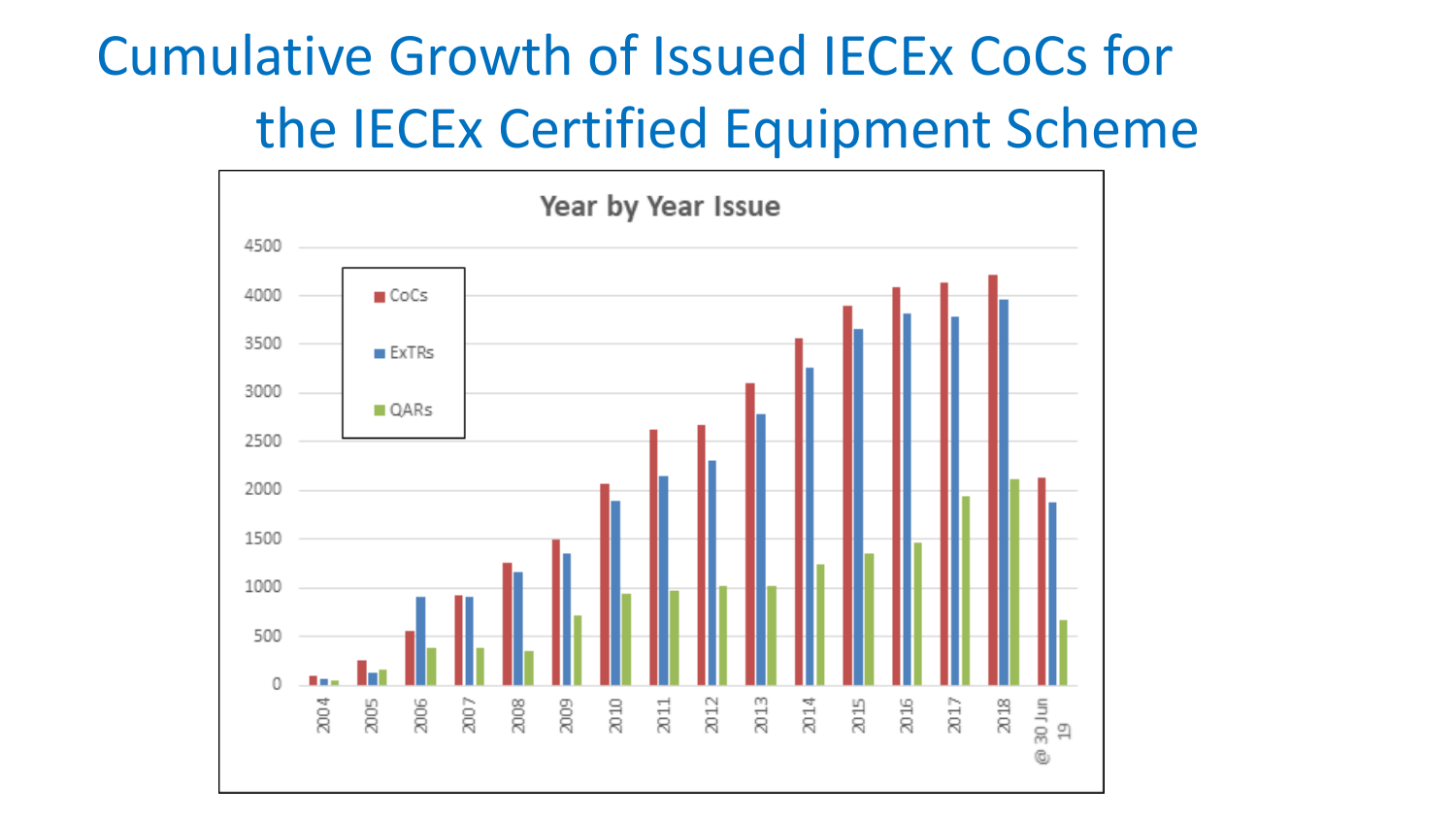# Cumulative Growth of Issued IECEx CoCs for the IECEx Certified Equipment Scheme

**Year by Year Issue**

CoCs

ExTRs

QARs

4500
4000
3500
3000
2500
2000
1500
1000
500
0

2004 2005 2006 2007 2008 2009 2010 2011 2012 2013 2014 2015 2016 2017 2018 @ 30 Jun 19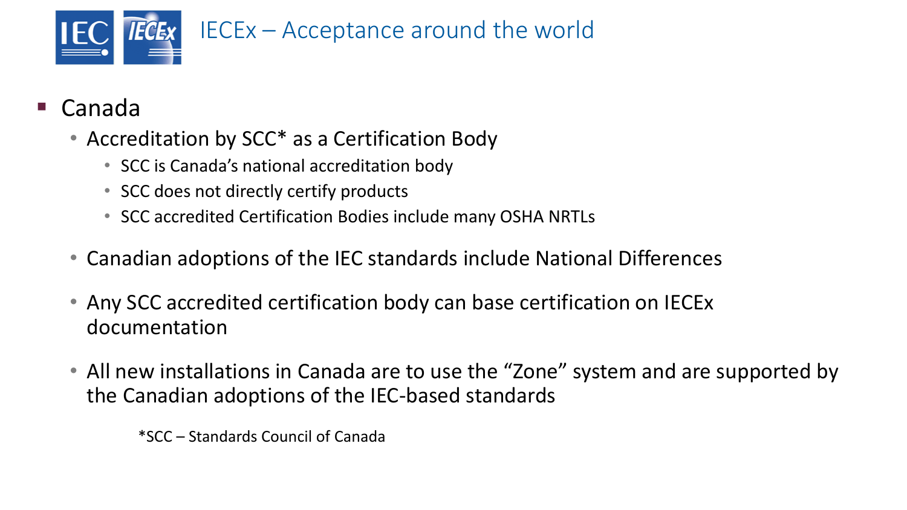# IECEx – Acceptance around the world

- Canada
  - Accreditation by SCC* as a Certification Body
    - SCC is Canada's national accreditation body
    - SCC does not directly certify products
    - SCC accredited Certification Bodies include many OSHA NRTLs
  - Canadian adoptions of the IEC standards include National Differences
  - Any SCC accredited certification body can base certification on IECEx documentation
  - All new installations in Canada are to use the "Zone" system and are supported by the Canadian adoptions of the IEC-based standards

*SCC – Standards Council of Canada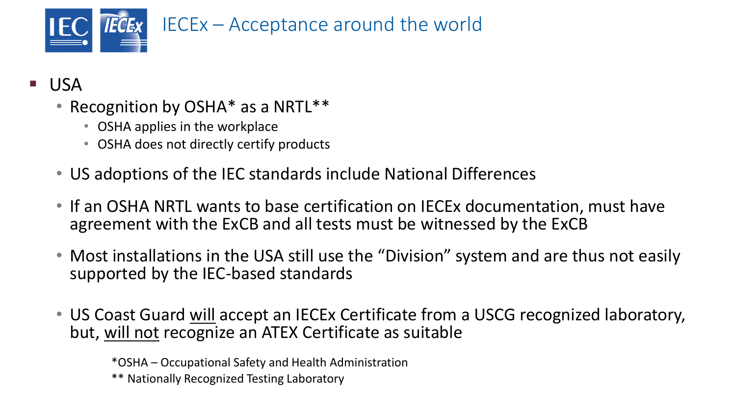# IECEx – Acceptance around the world

- USA
  - Recognition by OSHA* as a NRTL**
    - OSHA applies in the workplace
    - OSHA does not directly certify products
  - US adoptions of the IEC standards include National Differences
  - If an OSHA NRTL wants to base certification on IECEx documentation, must have agreement with the ExCB and all tests must be witnessed by the ExCB
  - Most installations in the USA still use the "Division" system and are thus not easily supported by the IEC-based standards
  - US Coast Guard <u>will</u> accept an IECEx Certificate from a USCG recognized laboratory, but, <u>will not</u> recognize an ATEX Certificate as suitable

*OSHA – Occupational Safety and Health Administration

** Nationally Recognized Testing Laboratory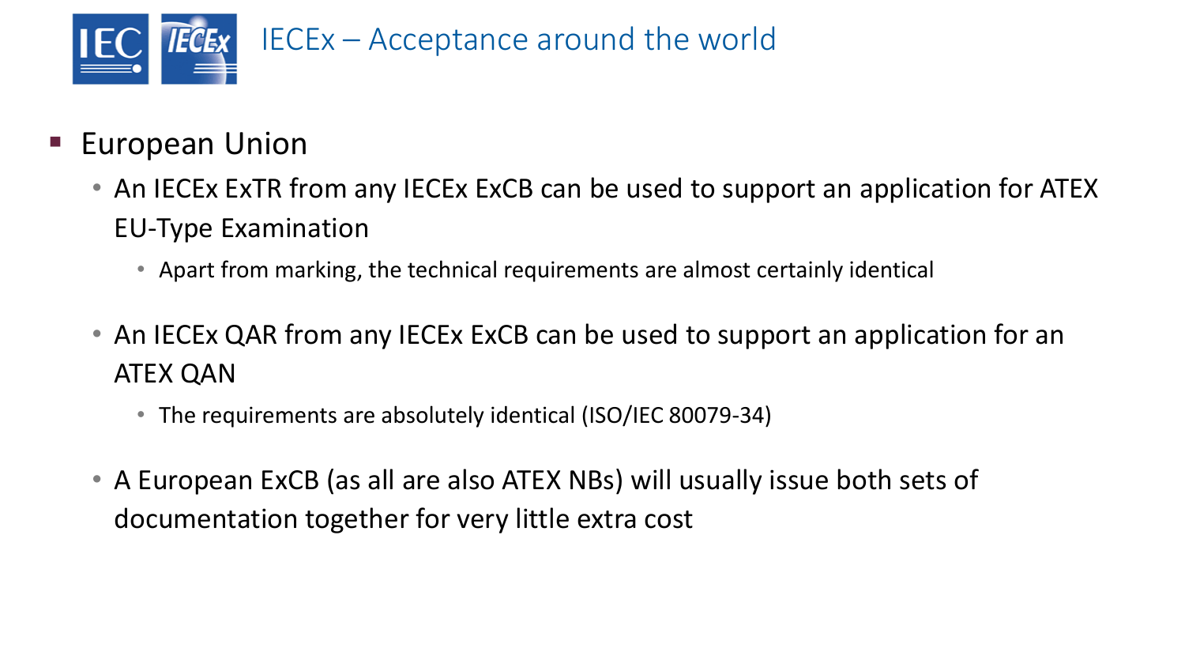# IECEx – Acceptance around the world

- European Union
  - An IECEx ExTR from any IECEx ExCB can be used to support an application for ATEX EU-Type Examination
    - Apart from marking, the technical requirements are almost certainly identical
  - An IECEx QAR from any IECEx ExCB can be used to support an application for an ATEX QAN
    - The requirements are absolutely identical (ISO/IEC 80079-34)
  - A European ExCB (as all are also ATEX NBs) will usually issue both sets of documentation together for very little extra cost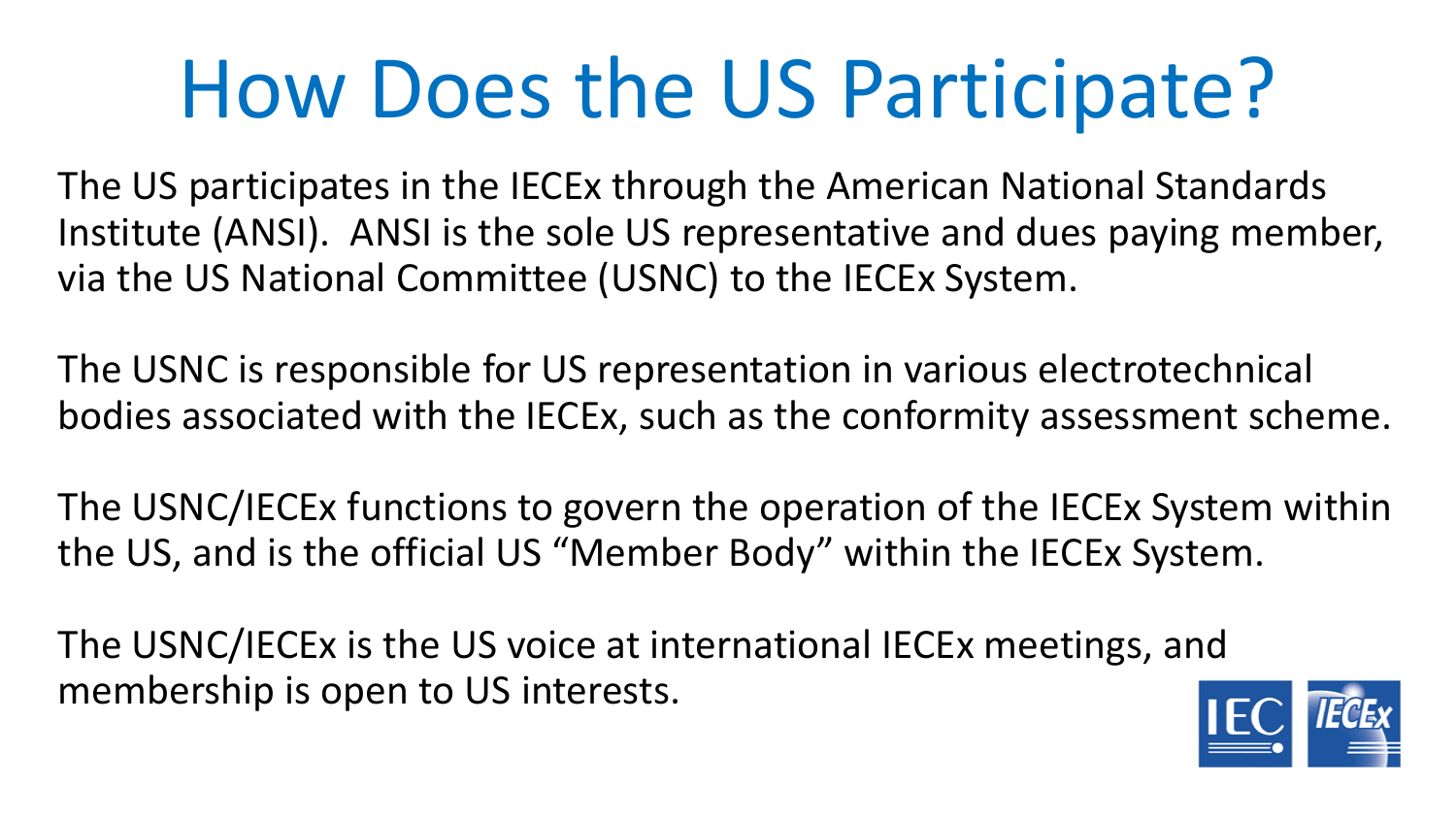# How Does the US Participate?

The US participates in the IECEx through the American National Standards Institute (ANSI). ANSI is the sole US representative and dues paying member, via the US National Committee (USNC) to the IECEx System.

The USNC is responsible for US representation in various electrotechnical bodies associated with the IECEx, such as the conformity assessment scheme.

The USNC/IECEx functions to govern the operation of the IECEx System within the US, and is the official US “Member Body” within the IECEx System.

The USNC/IECEx is the US voice at international IECEx meetings, and membership is open to US interests.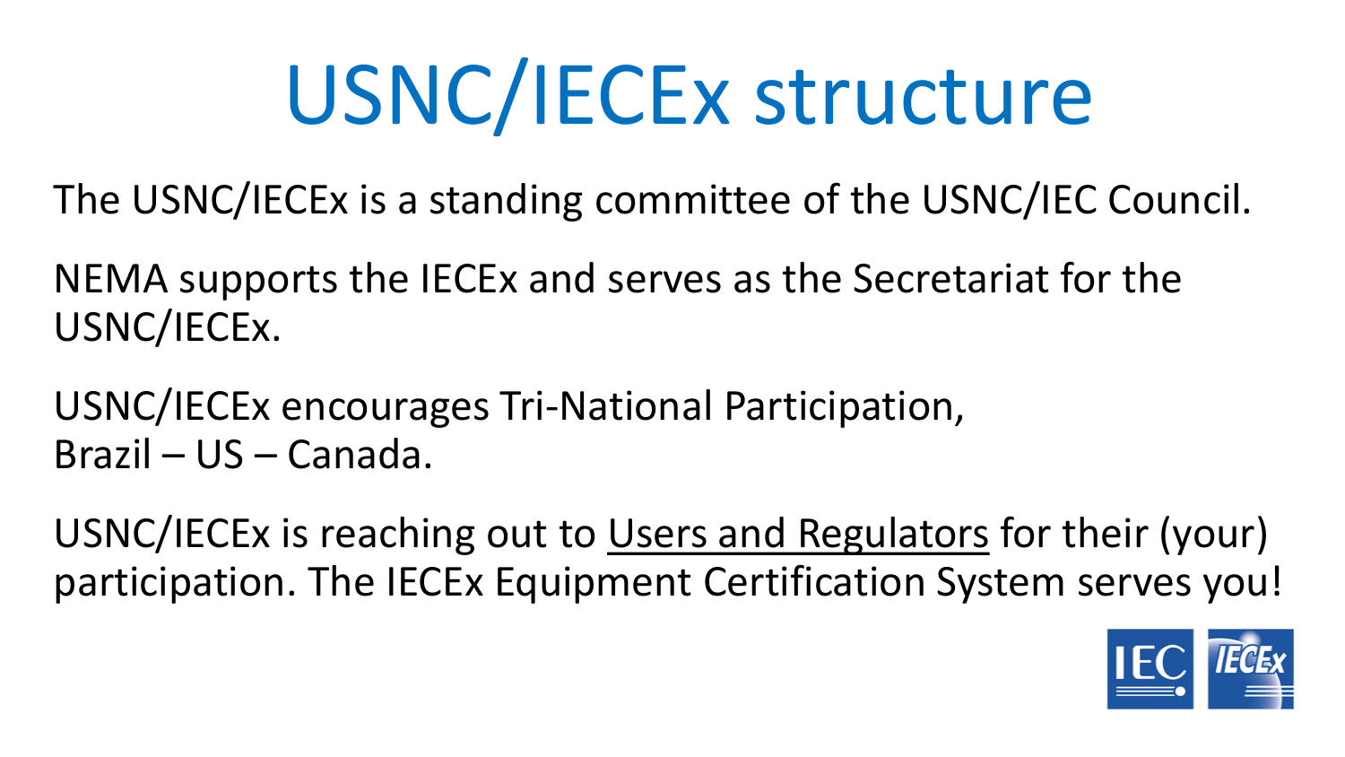# USNC/IECEx structure

The USNC/IECEx is a standing committee of the USNC/IEC Council.

NEMA supports the IECEx and serves as the Secretariat for the USNC/IECEx.

USNC/IECEx encourages Tri-National Participation,
Brazil – US – Canada.

USNC/IECEx is reaching out to <u>Users and Regulators</u> for their (your) participation. The IECEx Equipment Certification System serves you!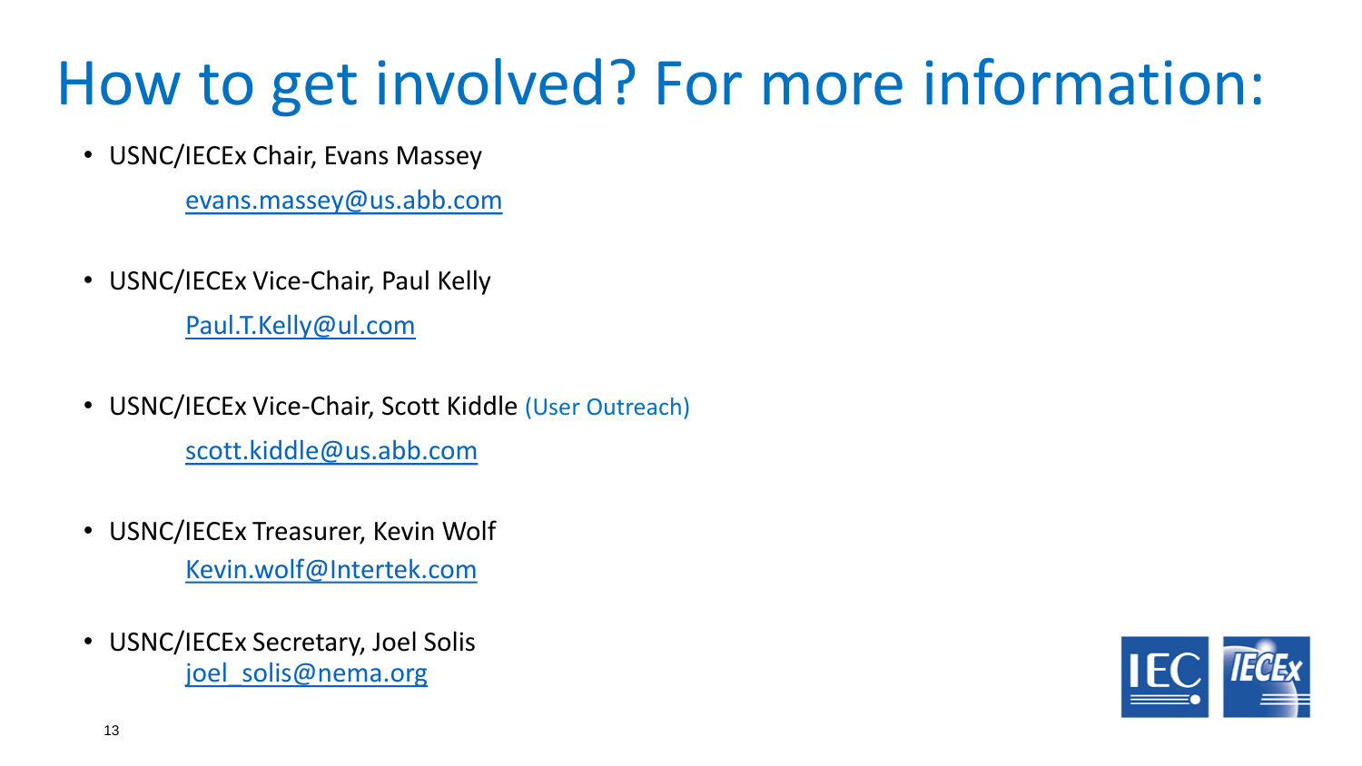# How to get involved? For more information:

- USNC/IECEx Chair, Evans Massey

  evans.massey@us.abb.com

- USNC/IECEx Vice-Chair, Paul Kelly

  Paul.T.Kelly@ul.com

- USNC/IECEx Vice-Chair, Scott Kiddle (User Outreach)

  scott.kiddle@us.abb.com

- USNC/IECEx Treasurer, Kevin Wolf

  Kevin.wolf@Intertek.com

- USNC/IECEx Secretary, Joel Solis

  joel_solis@nema.org